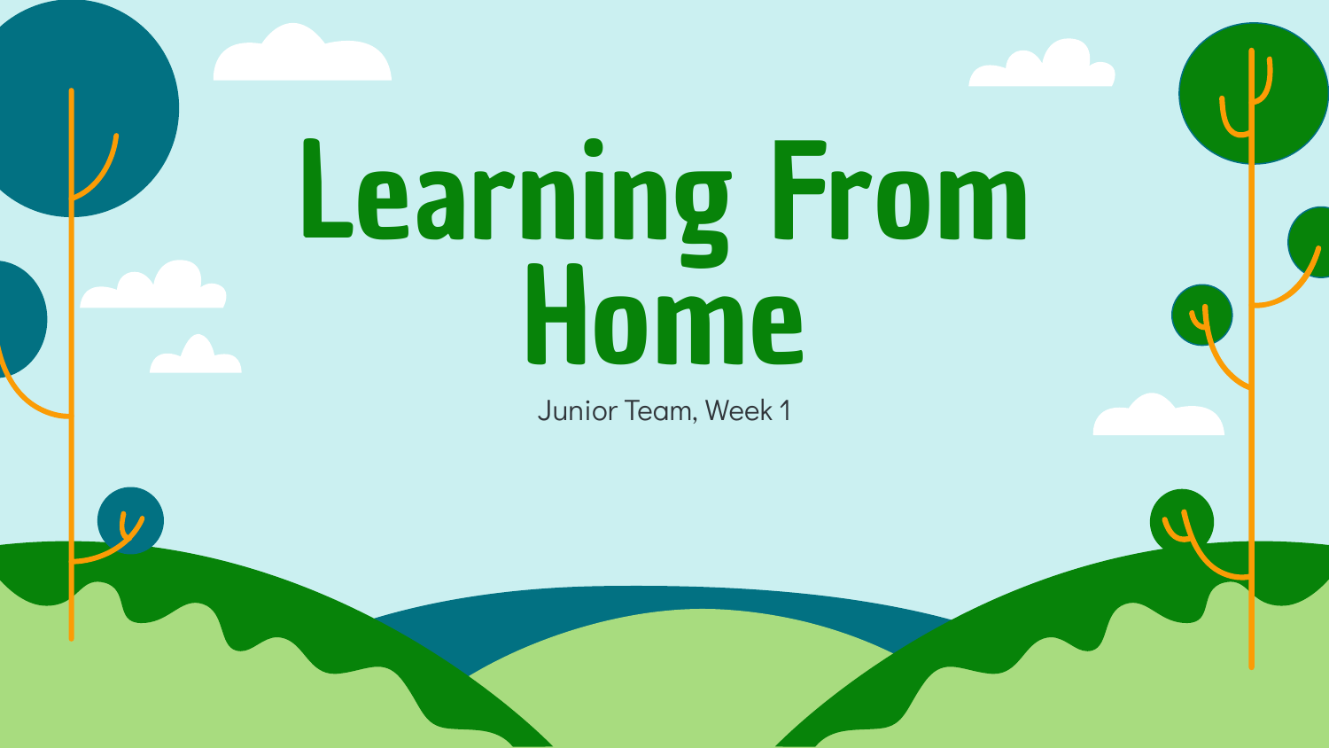# Learning From Home

Junior Team, Week 1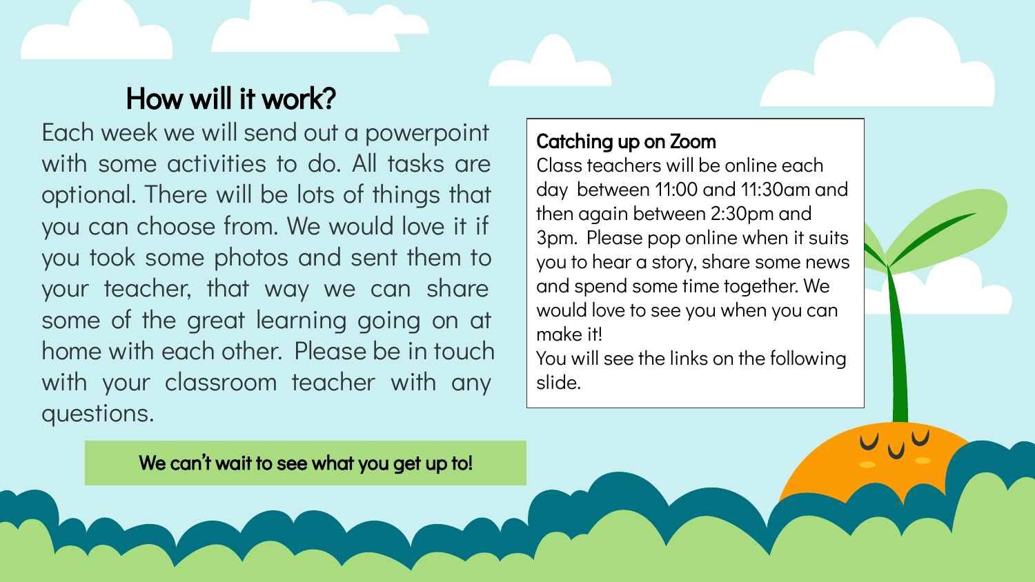## How will it work?

Each week we will send out a powerpoint with some activities to do. All tasks are optional. There will be lots of things that you can choose from. We would love it if you took some photos and sent them to your teacher, that way we can share some of the great learning going on at home with each other. Please be in touch with your classroom teacher with any questions.

**Catching up on Zoom**

Class teachers will be online each day between 11:00 and 11:30am and then again between 2:30pm and 3pm. Please pop online when it suits you to hear a story, share some news and spend some time together. We would love to see you when you can make it!

You will see the links on the following slide.

**We can't wait to see what you get up to!**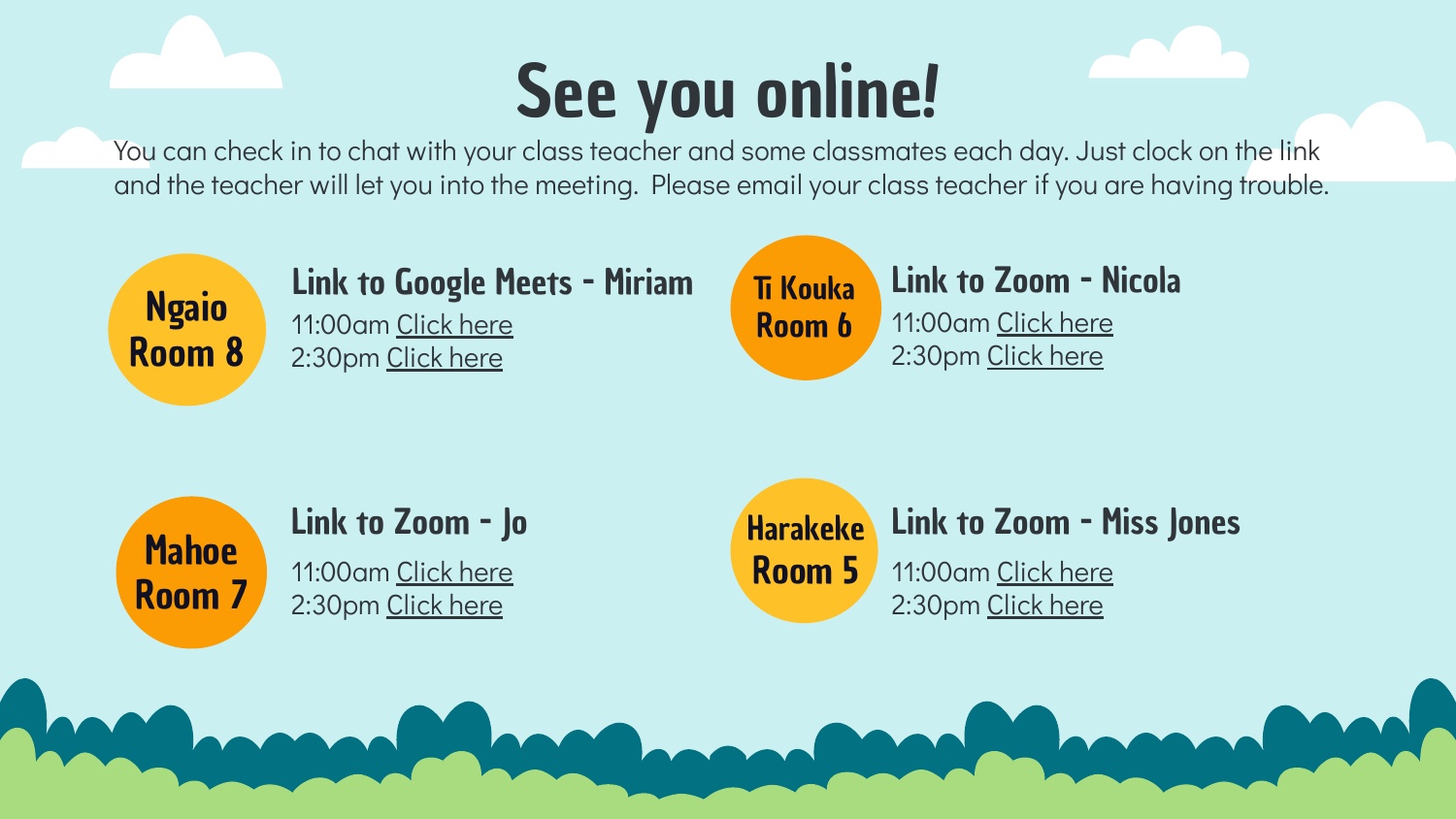# See you online!

You can check in to chat with your class teacher and some classmates each day. Just clock on the link and the teacher will let you into the meeting. Please email your class teacher if you are having trouble.

**Ngaio Room 8**

### Link to Google Meets - Miriam

11:00am Click here
2:30pm Click here

**Ti Kouka Room 6**

### Link to Zoom - Nicola

11:00am Click here
2:30pm Click here

**Mahoe Room 7**

### Link to Zoom - Jo

11:00am Click here
2:30pm Click here

**Harakeke Room 5**

### Link to Zoom - Miss Jones

11:00am Click here
2:30pm Click here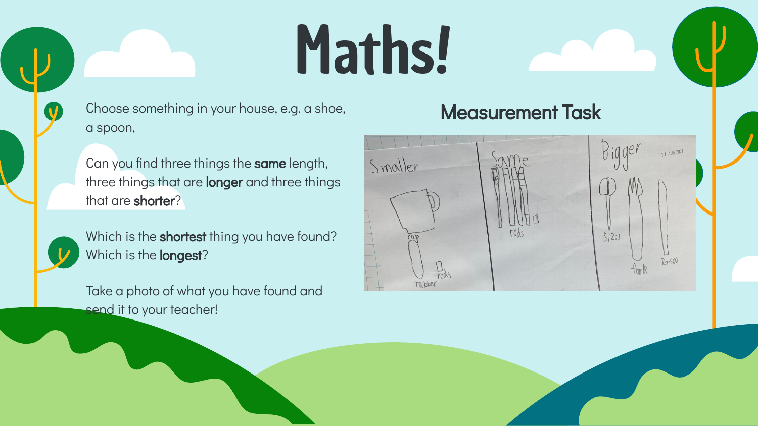# Maths!

Choose something in your house, e.g. a shoe, a spoon,

Can you find three things the **same** length, three things that are **longer** and three things that are **shorter**?

Which is the **shortest** thing you have found? Which is the **longest**?

Take a photo of what you have found and send it to your teacher!

## Measurement Task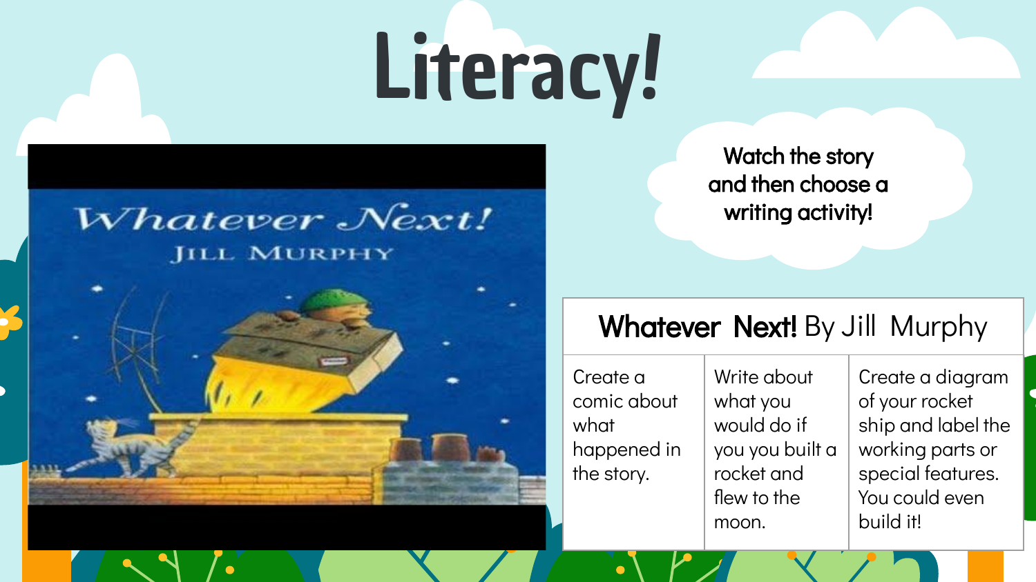# Literacy!

Watch the story and then choose a writing activity!

| **Whatever Next!** By Jill Murphy | | |
|---|---|---|
| Create a comic about what happened in the story. | Write about what you would do if you you built a rocket and flew to the moon. | Create a diagram of your rocket ship and label the working parts or special features. You could even build it! |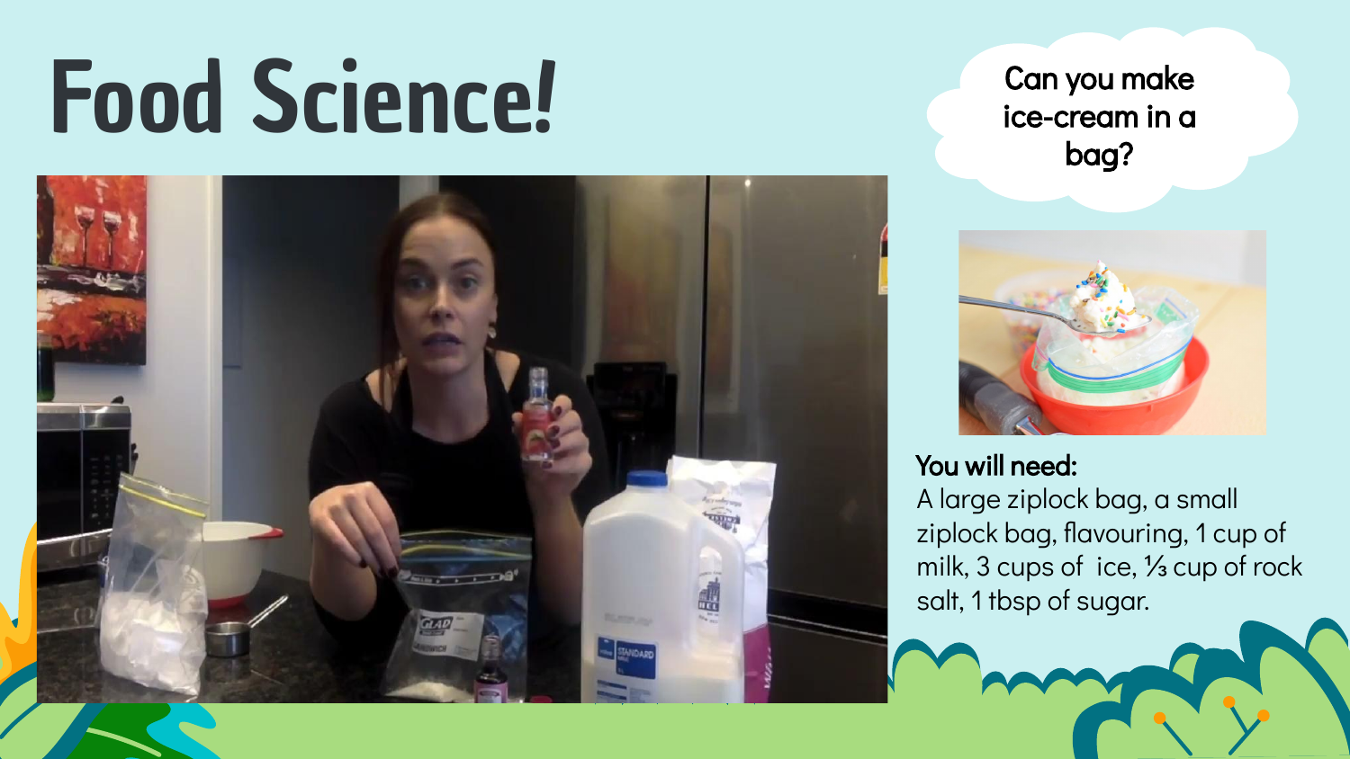# Food Science!

Can you make ice-cream in a bag?

**You will need:**
A large ziplock bag, a small ziplock bag, flavouring, 1 cup of milk, 3 cups of ice, ⅓ cup of rock salt, 1 tbsp of sugar.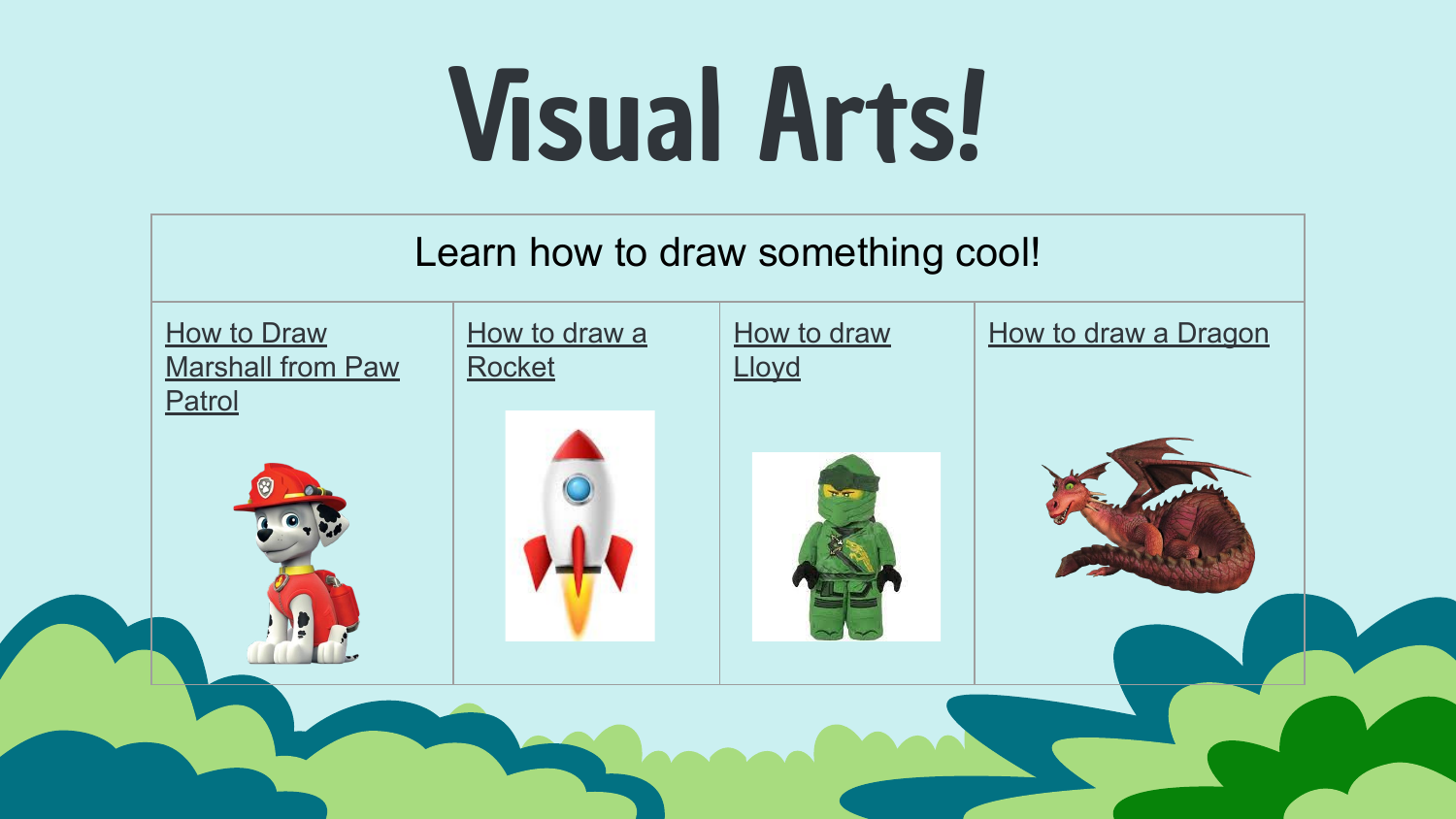# Visual Arts!

| Learn how to draw something cool! | | | |
|---|---|---|---|
| How to Draw Marshall from Paw Patrol | How to draw a Rocket | How to draw Lloyd | How to draw a Dragon |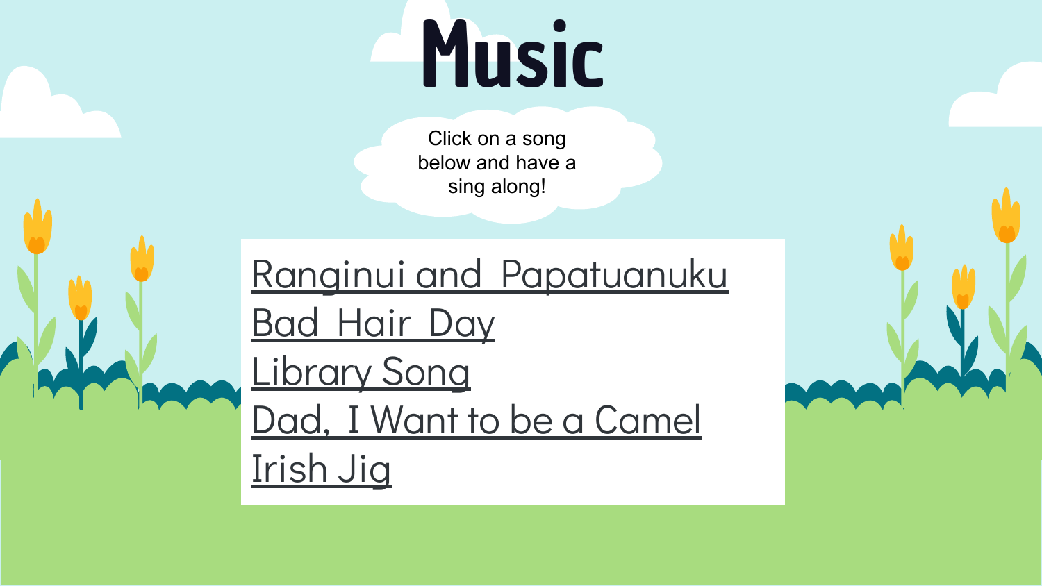# Music

Click on a song below and have a sing along!

Ranginui and Papatuanuku
Bad Hair Day
Library Song
Dad, I Want to be a Camel
Irish Jig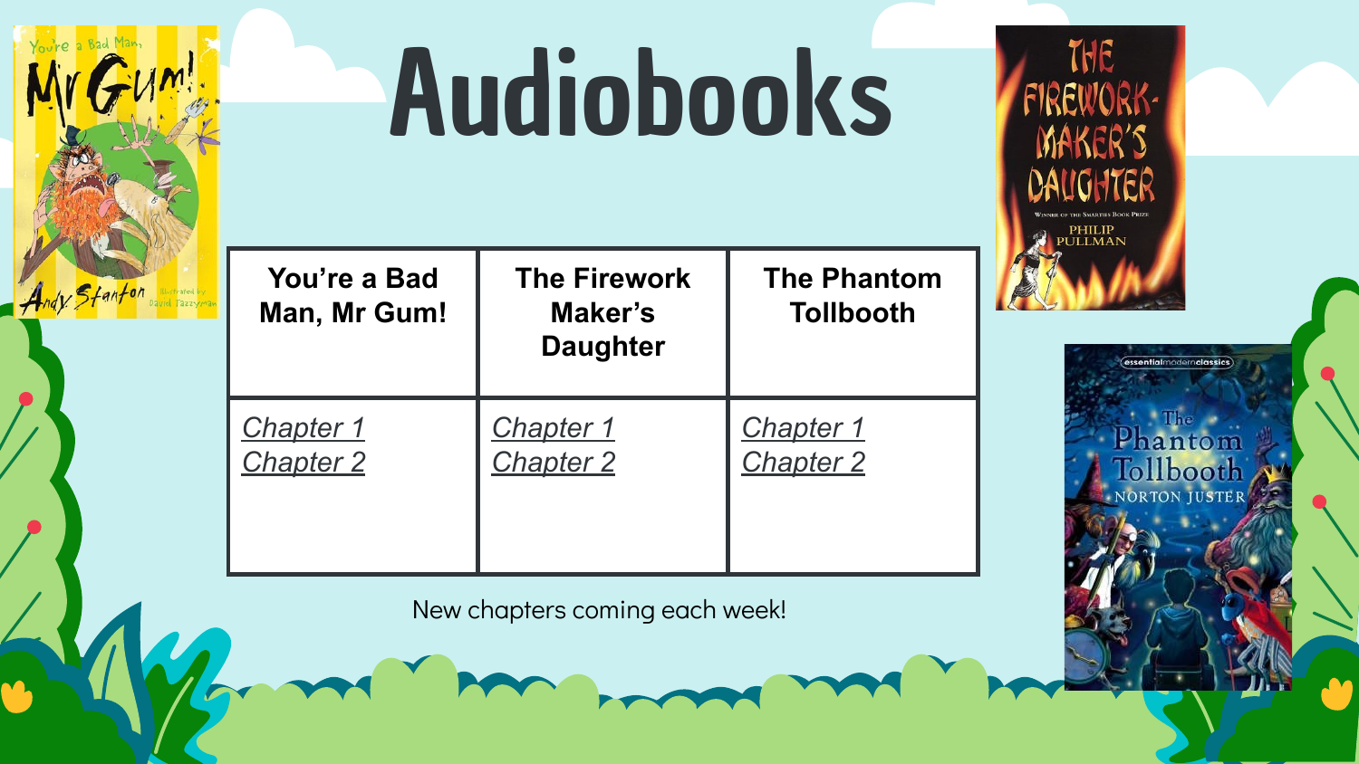# Audiobooks

| You're a Bad Man, Mr Gum! | The Firework Maker's Daughter | The Phantom Tollbooth |
| --- | --- | --- |
| *Chapter 1*<br>*Chapter 2* | *Chapter 1*<br>*Chapter 2* | *Chapter 1*<br>*Chapter 2* |

New chapters coming each week!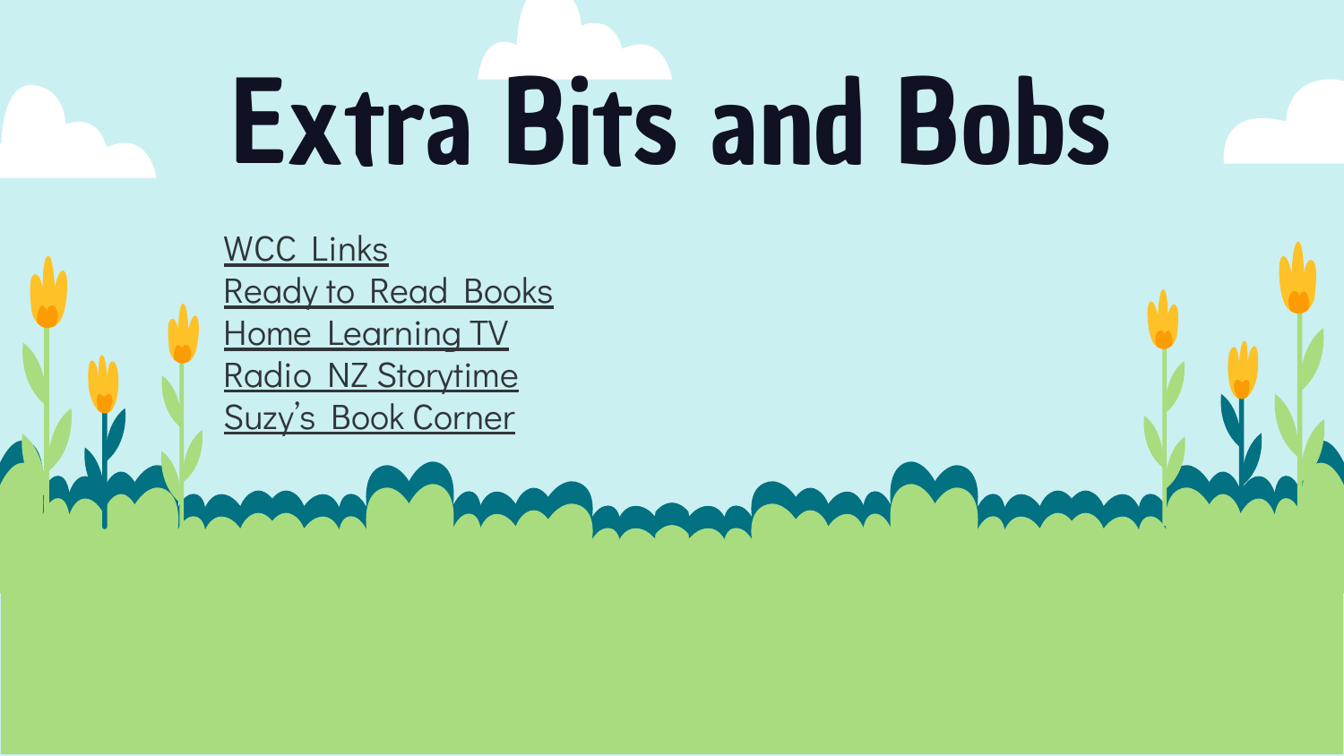# Extra Bits and Bobs

WCC Links
Ready to Read Books
Home Learning TV
Radio NZ Storytime
Suzy's Book Corner